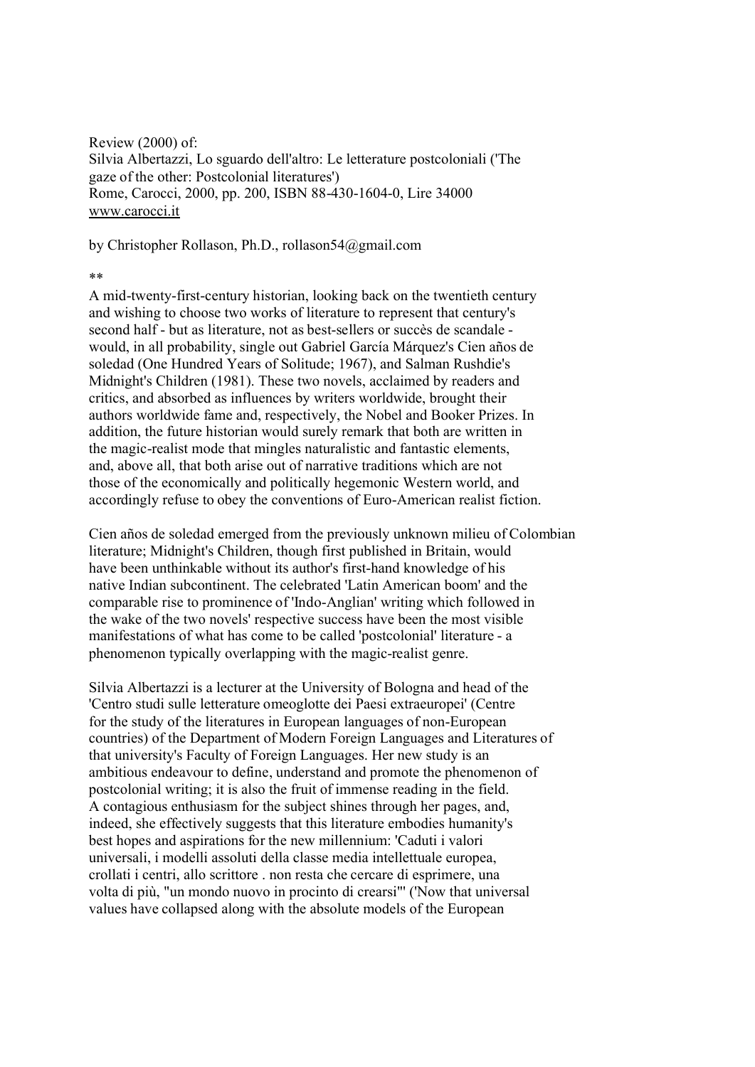Review (2000) of:
Silvia Albertazzi, Lo sguardo dell'altro: Le letterature postcoloniali ('The gaze of the other: Postcolonial literatures')
Rome, Carocci, 2000, pp. 200, ISBN 88-430-1604-0, Lire 34000
www.carocci.it

by Christopher Rollason, Ph.D., rollason54@gmail.com

**

A mid-twenty-first-century historian, looking back on the twentieth century and wishing to choose two works of literature to represent that century's second half - but as literature, not as best-sellers or succès de scandale - would, in all probability, single out Gabriel García Márquez's Cien años de soledad (One Hundred Years of Solitude; 1967), and Salman Rushdie's Midnight's Children (1981). These two novels, acclaimed by readers and critics, and absorbed as influences by writers worldwide, brought their authors worldwide fame and, respectively, the Nobel and Booker Prizes. In addition, the future historian would surely remark that both are written in the magic-realist mode that mingles naturalistic and fantastic elements, and, above all, that both arise out of narrative traditions which are not those of the economically and politically hegemonic Western world, and accordingly refuse to obey the conventions of Euro-American realist fiction.

Cien años de soledad emerged from the previously unknown milieu of Colombian literature; Midnight's Children, though first published in Britain, would have been unthinkable without its author's first-hand knowledge of his native Indian subcontinent. The celebrated 'Latin American boom' and the comparable rise to prominence of 'Indo-Anglian' writing which followed in the wake of the two novels' respective success have been the most visible manifestations of what has come to be called 'postcolonial' literature - a phenomenon typically overlapping with the magic-realist genre.

Silvia Albertazzi is a lecturer at the University of Bologna and head of the 'Centro studi sulle letterature omeoglotte dei Paesi extraeuropei' (Centre for the study of the literatures in European languages of non-European countries) of the Department of Modern Foreign Languages and Literatures of that university's Faculty of Foreign Languages. Her new study is an ambitious endeavour to define, understand and promote the phenomenon of postcolonial writing; it is also the fruit of immense reading in the field. A contagious enthusiasm for the subject shines through her pages, and, indeed, she effectively suggests that this literature embodies humanity's best hopes and aspirations for the new millennium: 'Caduti i valori universali, i modelli assoluti della classe media intellettuale europea, crollati i centri, allo scrittore . non resta che cercare di esprimere, una volta di più, "un mondo nuovo in procinto di crearsi"' ('Now that universal values have collapsed along with the absolute models of the European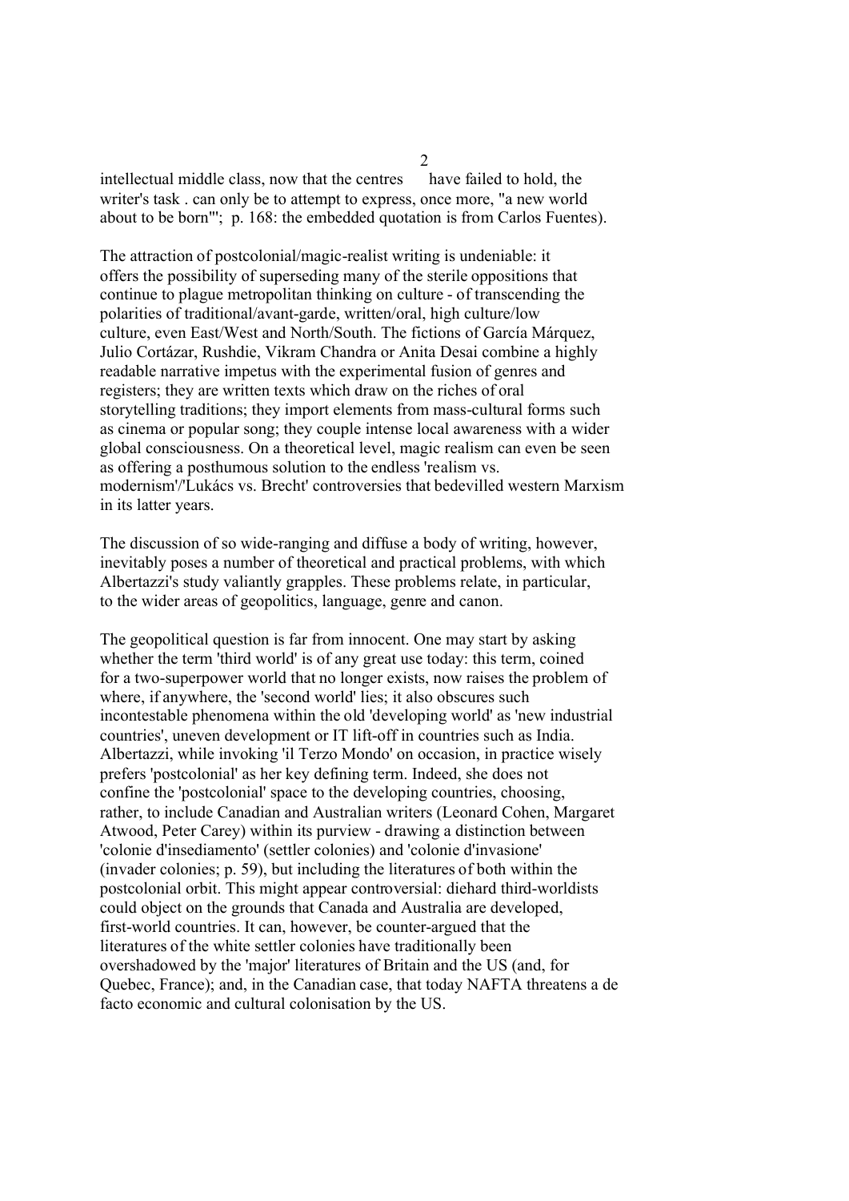intellectual middle class, now that the centres have failed to hold, the writer's task . can only be to attempt to express, once more, "a new world about to be born"'; p. 168: the embedded quotation is from Carlos Fuentes).

The attraction of postcolonial/magic-realist writing is undeniable: it offers the possibility of superseding many of the sterile oppositions that continue to plague metropolitan thinking on culture - of transcending the polarities of traditional/avant-garde, written/oral, high culture/low culture, even East/West and North/South. The fictions of García Márquez, Julio Cortázar, Rushdie, Vikram Chandra or Anita Desai combine a highly readable narrative impetus with the experimental fusion of genres and registers; they are written texts which draw on the riches of oral storytelling traditions; they import elements from mass-cultural forms such as cinema or popular song; they couple intense local awareness with a wider global consciousness. On a theoretical level, magic realism can even be seen as offering a posthumous solution to the endless 'realism vs. modernism'/'Lukács vs. Brecht' controversies that bedevilled western Marxism in its latter years.

The discussion of so wide-ranging and diffuse a body of writing, however, inevitably poses a number of theoretical and practical problems, with which Albertazzi's study valiantly grapples. These problems relate, in particular, to the wider areas of geopolitics, language, genre and canon.

The geopolitical question is far from innocent. One may start by asking whether the term 'third world' is of any great use today: this term, coined for a two-superpower world that no longer exists, now raises the problem of where, if anywhere, the 'second world' lies; it also obscures such incontestable phenomena within the old 'developing world' as 'new industrial countries', uneven development or IT lift-off in countries such as India. Albertazzi, while invoking 'il Terzo Mondo' on occasion, in practice wisely prefers 'postcolonial' as her key defining term. Indeed, she does not confine the 'postcolonial' space to the developing countries, choosing, rather, to include Canadian and Australian writers (Leonard Cohen, Margaret Atwood, Peter Carey) within its purview - drawing a distinction between 'colonie d'insediamento' (settler colonies) and 'colonie d'invasione' (invader colonies; p. 59), but including the literatures of both within the postcolonial orbit. This might appear controversial: diehard third-worldists could object on the grounds that Canada and Australia are developed, first-world countries. It can, however, be counter-argued that the literatures of the white settler colonies have traditionally been overshadowed by the 'major' literatures of Britain and the US (and, for Quebec, France); and, in the Canadian case, that today NAFTA threatens a de facto economic and cultural colonisation by the US.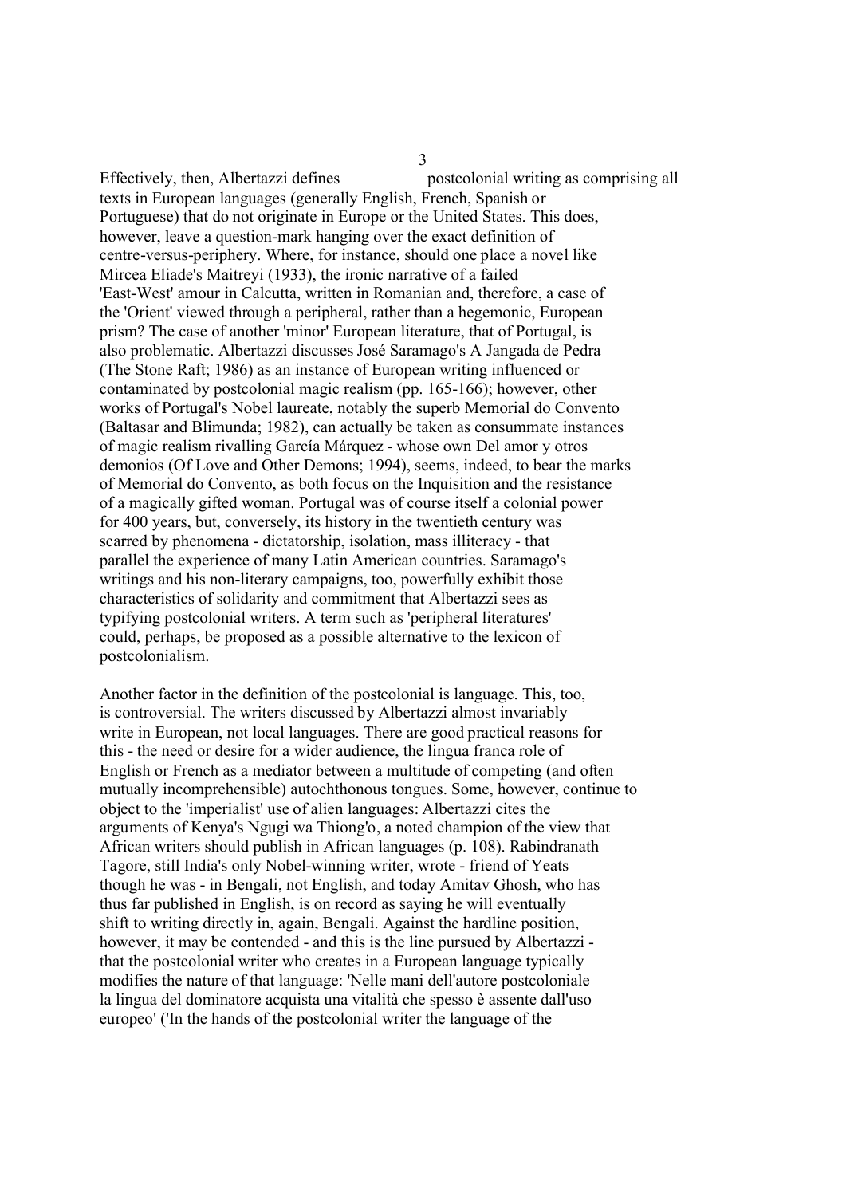Effectively, then, Albertazzi defines postcolonial writing as comprising all texts in European languages (generally English, French, Spanish or Portuguese) that do not originate in Europe or the United States. This does, however, leave a question-mark hanging over the exact definition of centre-versus-periphery. Where, for instance, should one place a novel like Mircea Eliade's Maitreyi (1933), the ironic narrative of a failed 'East-West' amour in Calcutta, written in Romanian and, therefore, a case of the 'Orient' viewed through a peripheral, rather than a hegemonic, European prism? The case of another 'minor' European literature, that of Portugal, is also problematic. Albertazzi discusses José Saramago's A Jangada de Pedra (The Stone Raft; 1986) as an instance of European writing influenced or contaminated by postcolonial magic realism (pp. 165-166); however, other works of Portugal's Nobel laureate, notably the superb Memorial do Convento (Baltasar and Blimunda; 1982), can actually be taken as consummate instances of magic realism rivalling García Márquez - whose own Del amor y otros demonios (Of Love and Other Demons; 1994), seems, indeed, to bear the marks of Memorial do Convento, as both focus on the Inquisition and the resistance of a magically gifted woman. Portugal was of course itself a colonial power for 400 years, but, conversely, its history in the twentieth century was scarred by phenomena - dictatorship, isolation, mass illiteracy - that parallel the experience of many Latin American countries. Saramago's writings and his non-literary campaigns, too, powerfully exhibit those characteristics of solidarity and commitment that Albertazzi sees as typifying postcolonial writers. A term such as 'peripheral literatures' could, perhaps, be proposed as a possible alternative to the lexicon of postcolonialism.

Another factor in the definition of the postcolonial is language. This, too, is controversial. The writers discussed by Albertazzi almost invariably write in European, not local languages. There are good practical reasons for this - the need or desire for a wider audience, the lingua franca role of English or French as a mediator between a multitude of competing (and often mutually incomprehensible) autochthonous tongues. Some, however, continue to object to the 'imperialist' use of alien languages: Albertazzi cites the arguments of Kenya's Ngugi wa Thiong'o, a noted champion of the view that African writers should publish in African languages (p. 108). Rabindranath Tagore, still India's only Nobel-winning writer, wrote - friend of Yeats though he was - in Bengali, not English, and today Amitav Ghosh, who has thus far published in English, is on record as saying he will eventually shift to writing directly in, again, Bengali. Against the hardline position, however, it may be contended - and this is the line pursued by Albertazzi - that the postcolonial writer who creates in a European language typically modifies the nature of that language: 'Nelle mani dell'autore postcoloniale la lingua del dominatore acquista una vitalità che spesso è assente dall'uso europeo' ('In the hands of the postcolonial writer the language of the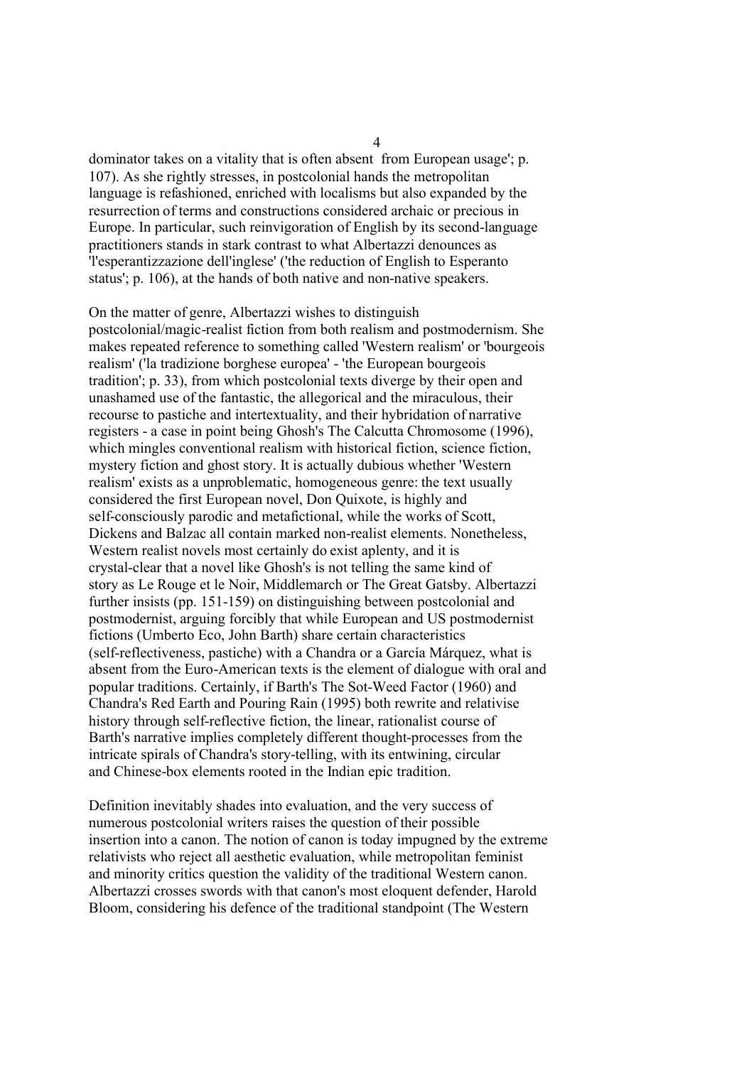dominator takes on a vitality that is often absent from European usage'; p. 107). As she rightly stresses, in postcolonial hands the metropolitan language is refashioned, enriched with localisms but also expanded by the resurrection of terms and constructions considered archaic or precious in Europe. In particular, such reinvigoration of English by its second-language practitioners stands in stark contrast to what Albertazzi denounces as 'l'esperantizzazione dell'inglese' ('the reduction of English to Esperanto status'; p. 106), at the hands of both native and non-native speakers.

On the matter of genre, Albertazzi wishes to distinguish postcolonial/magic-realist fiction from both realism and postmodernism. She makes repeated reference to something called 'Western realism' or 'bourgeois realism' ('la tradizione borghese europea' - 'the European bourgeois tradition'; p. 33), from which postcolonial texts diverge by their open and unashamed use of the fantastic, the allegorical and the miraculous, their recourse to pastiche and intertextuality, and their hybridation of narrative registers - a case in point being Ghosh's The Calcutta Chromosome (1996), which mingles conventional realism with historical fiction, science fiction, mystery fiction and ghost story. It is actually dubious whether 'Western realism' exists as a unproblematic, homogeneous genre: the text usually considered the first European novel, Don Quixote, is highly and self-consciously parodic and metafictional, while the works of Scott, Dickens and Balzac all contain marked non-realist elements. Nonetheless, Western realist novels most certainly do exist aplenty, and it is crystal-clear that a novel like Ghosh's is not telling the same kind of story as Le Rouge et le Noir, Middlemarch or The Great Gatsby. Albertazzi further insists (pp. 151-159) on distinguishing between postcolonial and postmodernist, arguing forcibly that while European and US postmodernist fictions (Umberto Eco, John Barth) share certain characteristics (self-reflectiveness, pastiche) with a Chandra or a García Márquez, what is absent from the Euro-American texts is the element of dialogue with oral and popular traditions. Certainly, if Barth's The Sot-Weed Factor (1960) and Chandra's Red Earth and Pouring Rain (1995) both rewrite and relativise history through self-reflective fiction, the linear, rationalist course of Barth's narrative implies completely different thought-processes from the intricate spirals of Chandra's story-telling, with its entwining, circular and Chinese-box elements rooted in the Indian epic tradition.

Definition inevitably shades into evaluation, and the very success of numerous postcolonial writers raises the question of their possible insertion into a canon. The notion of canon is today impugned by the extreme relativists who reject all aesthetic evaluation, while metropolitan feminist and minority critics question the validity of the traditional Western canon. Albertazzi crosses swords with that canon's most eloquent defender, Harold Bloom, considering his defence of the traditional standpoint (The Western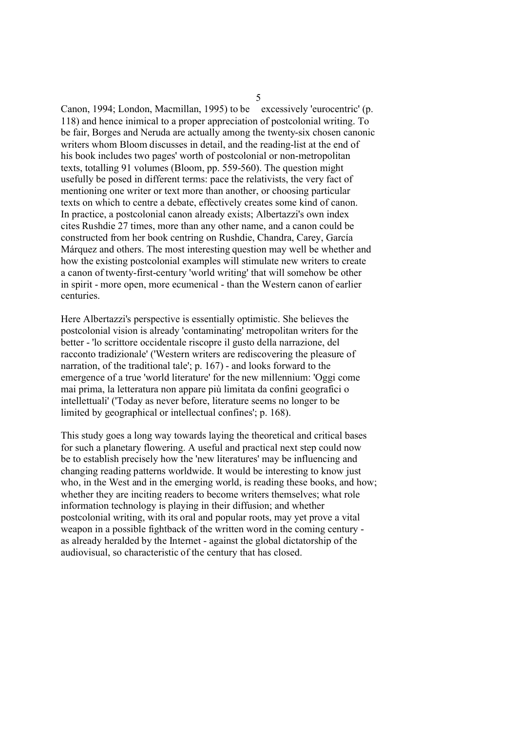Canon, 1994; London, Macmillan, 1995) to be excessively 'eurocentric' (p. 118) and hence inimical to a proper appreciation of postcolonial writing. To be fair, Borges and Neruda are actually among the twenty-six chosen canonic writers whom Bloom discusses in detail, and the reading-list at the end of his book includes two pages' worth of postcolonial or non-metropolitan texts, totalling 91 volumes (Bloom, pp. 559-560). The question might usefully be posed in different terms: pace the relativists, the very fact of mentioning one writer or text more than another, or choosing particular texts on which to centre a debate, effectively creates some kind of canon. In practice, a postcolonial canon already exists; Albertazzi's own index cites Rushdie 27 times, more than any other name, and a canon could be constructed from her book centring on Rushdie, Chandra, Carey, García Márquez and others. The most interesting question may well be whether and how the existing postcolonial examples will stimulate new writers to create a canon of twenty-first-century 'world writing' that will somehow be other in spirit - more open, more ecumenical - than the Western canon of earlier centuries.

Here Albertazzi's perspective is essentially optimistic. She believes the postcolonial vision is already 'contaminating' metropolitan writers for the better - 'lo scrittore occidentale riscopre il gusto della narrazione, del racconto tradizionale' ('Western writers are rediscovering the pleasure of narration, of the traditional tale'; p. 167) - and looks forward to the emergence of a true 'world literature' for the new millennium: 'Oggi come mai prima, la letteratura non appare più limitata da confini geografici o intellettuali' ('Today as never before, literature seems no longer to be limited by geographical or intellectual confines'; p. 168).

This study goes a long way towards laying the theoretical and critical bases for such a planetary flowering. A useful and practical next step could now be to establish precisely how the 'new literatures' may be influencing and changing reading patterns worldwide. It would be interesting to know just who, in the West and in the emerging world, is reading these books, and how; whether they are inciting readers to become writers themselves; what role information technology is playing in their diffusion; and whether postcolonial writing, with its oral and popular roots, may yet prove a vital weapon in a possible fightback of the written word in the coming century - as already heralded by the Internet - against the global dictatorship of the audiovisual, so characteristic of the century that has closed.